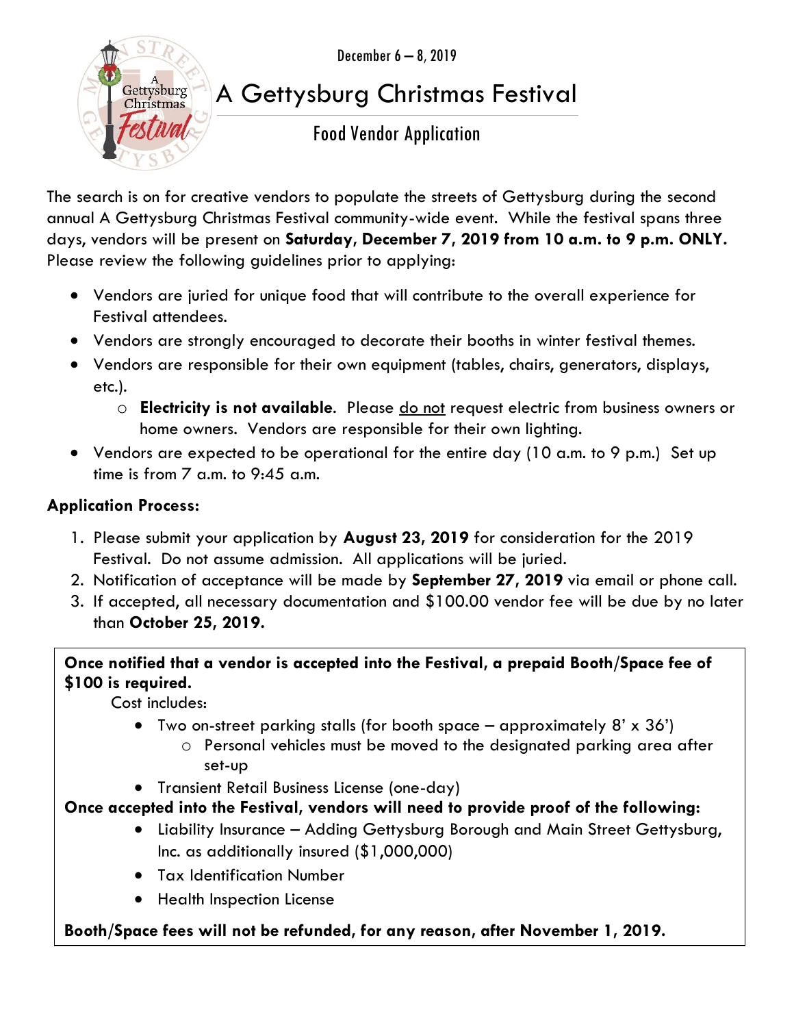December 6 – 8, 2019

# A Gettysburg Christmas Festival

## Food Vendor Application

The search is on for creative vendors to populate the streets of Gettysburg during the second annual A Gettysburg Christmas Festival community-wide event. While the festival spans three days, vendors will be present on **Saturday, December 7, 2019 from 10 a.m. to 9 p.m. ONLY.** Please review the following guidelines prior to applying:

- Vendors are juried for unique food that will contribute to the overall experience for Festival attendees.
- Vendors are strongly encouraged to decorate their booths in winter festival themes.
- Vendors are responsible for their own equipment (tables, chairs, generators, displays, etc.).
  - **Electricity is not available.** Please <u>do not</u> request electric from business owners or home owners. Vendors are responsible for their own lighting.
- Vendors are expected to be operational for the entire day (10 a.m. to 9 p.m.) Set up time is from 7 a.m. to 9:45 a.m.

**Application Process:**

1. Please submit your application by **August 23, 2019** for consideration for the 2019 Festival. Do not assume admission. All applications will be juried.
2. Notification of acceptance will be made by **September 27, 2019** via email or phone call.
3. If accepted, all necessary documentation and $100.00 vendor fee will be due by no later than **October 25, 2019.**

**Once notified that a vendor is accepted into the Festival, a prepaid Booth/Space fee of $100 is required.**

Cost includes:

- Two on-street parking stalls (for booth space – approximately 8' x 36')
  - Personal vehicles must be moved to the designated parking area after set-up
- Transient Retail Business License (one-day)

**Once accepted into the Festival, vendors will need to provide proof of the following:**

- Liability Insurance – Adding Gettysburg Borough and Main Street Gettysburg, Inc. as additionally insured ($1,000,000)
- Tax Identification Number
- Health Inspection License

**Booth/Space fees will not be refunded, for any reason, after November 1, 2019.**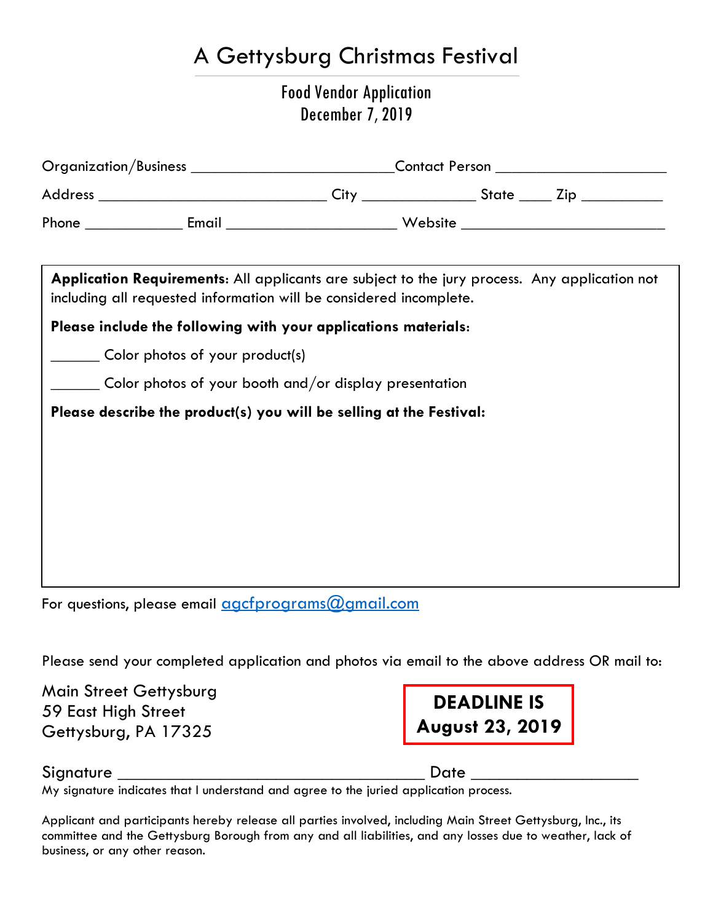# A Gettysburg Christmas Festival

## Food Vendor Application
## December 7, 2019

Organization/Business _________________________ Contact Person _____________________

Address ____________________________ City ______________ State ____ Zip __________

Phone ____________ Email _____________________ Website _________________________

**Application Requirements**: All applicants are subject to the jury process. Any application not including all requested information will be considered incomplete.

**Please include the following with your applications materials**:

______ Color photos of your product(s)

______ Color photos of your booth and/or display presentation

**Please describe the product(s) you will be selling at the Festival:**

For questions, please email agcfprograms@gmail.com

Please send your completed application and photos via email to the above address OR mail to:

Main Street Gettysburg
59 East High Street
Gettysburg, PA 17325

**DEADLINE IS August 23, 2019**

Signature ___________________________________ Date ___________________

My signature indicates that I understand and agree to the juried application process.

Applicant and participants hereby release all parties involved, including Main Street Gettysburg, Inc., its committee and the Gettysburg Borough from any and all liabilities, and any losses due to weather, lack of business, or any other reason.